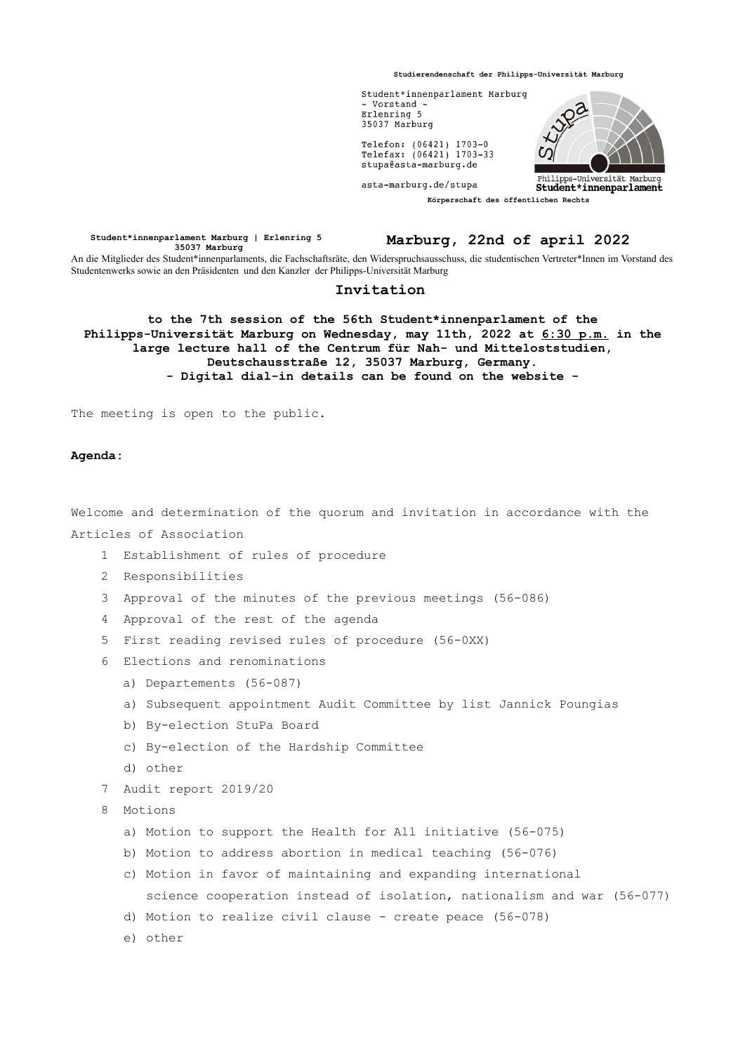**Studierendenschaft der Philipps-Universität Marburg**

Student*innenparlament Marburg
- Vorstand -
Erlenring 5
35037 Marburg

Telefon: (06421) 1703-0
Telefax: (06421) 1703-33
stupa@asta-marburg.de

asta-marburg.de/stupa

Philipps-Universität Marburg
**Student*innenparlament**

**Körperschaft des öffentlichen Rechts**

**Student*innenparlament Marburg | Erlenring 5 35037 Marburg**

**Marburg, 22nd of april 2022**

An die Mitglieder des Student*innenparlaments, die Fachschaftsräte, den Widerspruchsausschuss, die studentischen Vertreter*Innen im Vorstand des Studentenwerks sowie an den Präsidenten und den Kanzler der Philipps-Universität Marburg

# Invitation

**to the 7th session of the 56th Student*innenparlament of the Philipps-Universität Marburg on Wednesday, may 11th, 2022 at 6:30 p.m. in the large lecture hall of the Centrum für Nah- und Mitteloststudien, Deutschausstraße 12, 35037 Marburg, Germany.**
**- Digital dial-in details can be found on the website -**

The meeting is open to the public.

**Agenda:**

Welcome and determination of the quorum and invitation in accordance with the Articles of Association

1. Establishment of rules of procedure
2. Responsibilities
3. Approval of the minutes of the previous meetings (56-086)
4. Approval of the rest of the agenda
5. First reading revised rules of procedure (56-0XX)
6. Elections and renominations
   a) Departements (56-087)
   a) Subsequent appointment Audit Committee by list Jannick Poungias
   b) By-election StuPa Board
   c) By-election of the Hardship Committee
   d) other
7. Audit report 2019/20
8. Motions
   a) Motion to support the Health for All initiative (56-075)
   b) Motion to address abortion in medical teaching (56-076)
   c) Motion in favor of maintaining and expanding international science cooperation instead of isolation, nationalism and war (56-077)
   d) Motion to realize civil clause - create peace (56-078)
   e) other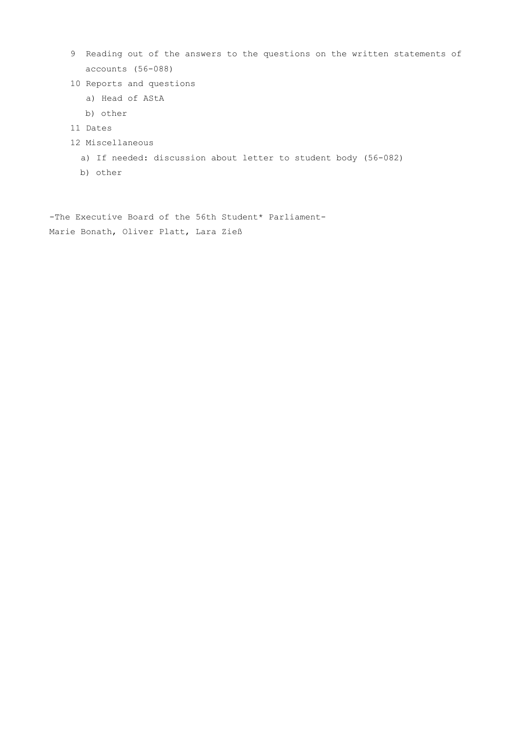9. Reading out of the answers to the questions on the written statements of accounts (56-088)
10. Reports and questions
    a) Head of AStA
    b) other
11. Dates
12. Miscellaneous
    a) If needed: discussion about letter to student body (56-082)
    b) other

-The Executive Board of the 56th Student* Parliament-
Marie Bonath, Oliver Platt, Lara Zieß